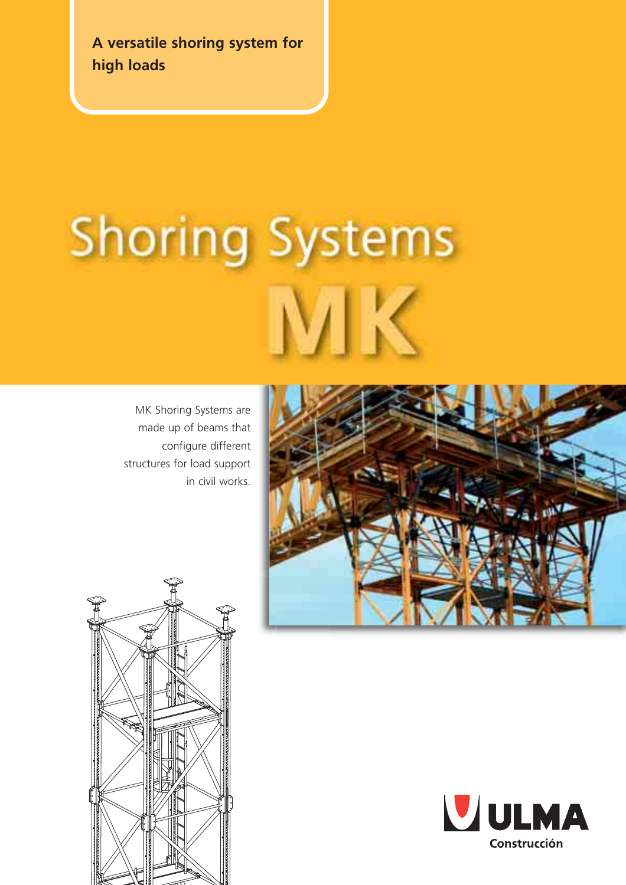**A versatile shoring system for high loads**

# Shoring Systems MK

MK Shoring Systems are made up of beams that configure different structures for load support in civil works.

ULMA Construcción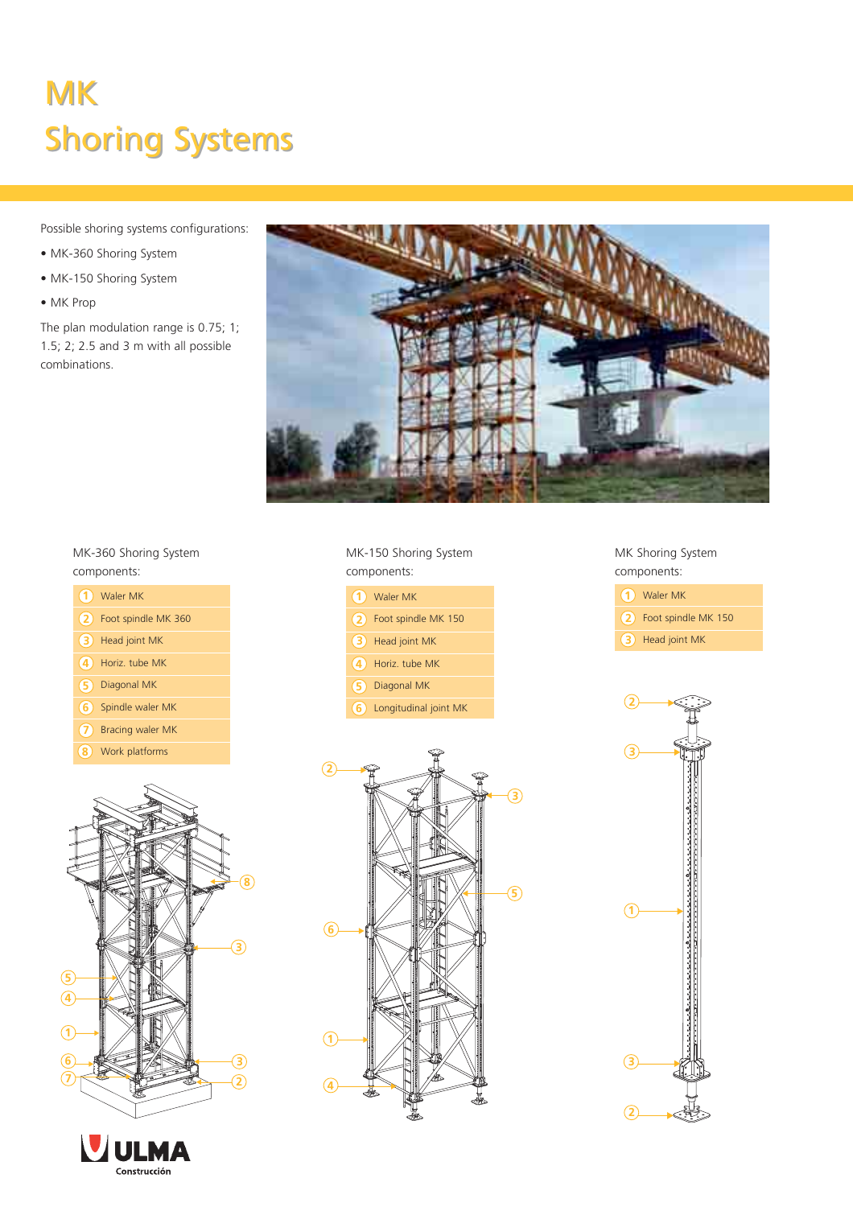# MK Shoring Systems

Possible shoring systems configurations:

- MK-360 Shoring System
- MK-150 Shoring System
- MK Prop

The plan modulation range is 0.75; 1; 1.5; 2; 2.5 and 3 m with all possible combinations.

MK-360 Shoring System components:

| No. | Component |
|---|---|
| 1 | Waler MK |
| 2 | Foot spindle MK 360 |
| 3 | Head joint MK |
| 4 | Horiz. tube MK |
| 5 | Diagonal MK |
| 6 | Spindle waler MK |
| 7 | Bracing waler MK |
| 8 | Work platforms |

MK-150 Shoring System components:

| No. | Component |
|---|---|
| 1 | Waler MK |
| 2 | Foot spindle MK 150 |
| 3 | Head joint MK |
| 4 | Horiz. tube MK |
| 5 | Diagonal MK |
| 6 | Longitudinal joint MK |

MK Shoring System components:

| No. | Component |
|---|---|
| 1 | Waler MK |
| 2 | Foot spindle MK 150 |
| 3 | Head joint MK |

ULMA Construcción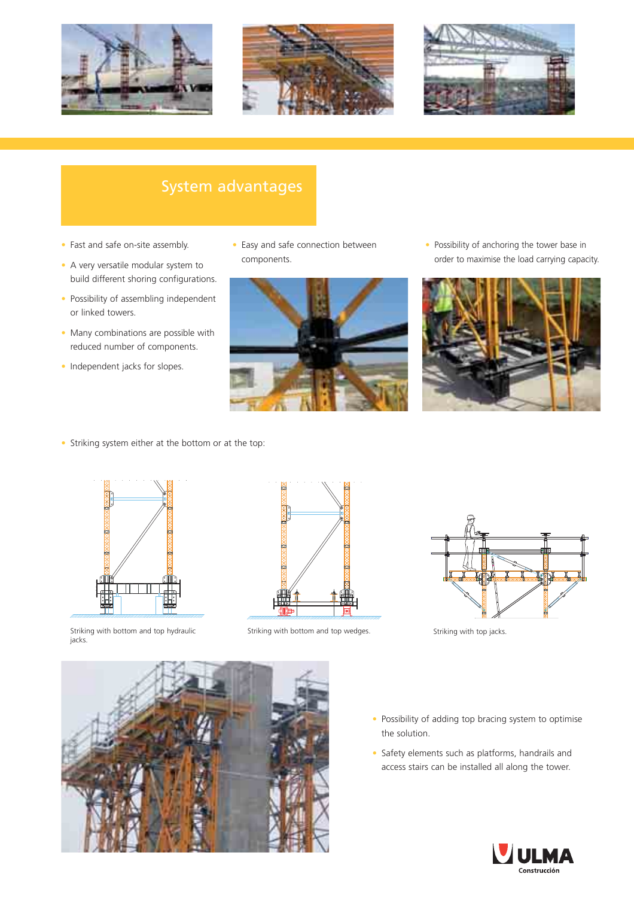## System advantages

- Fast and safe on-site assembly.
- A very versatile modular system to build different shoring configurations.
- Possibility of assembling independent or linked towers.
- Many combinations are possible with reduced number of components.
- Independent jacks for slopes.
- Easy and safe connection between components.
- Possibility of anchoring the tower base in order to maximise the load carrying capacity.
- Striking system either at the bottom or at the top:

Striking with bottom and top hydraulic jacks.

Striking with bottom and top wedges.

Striking with top jacks.

- Possibility of adding top bracing system to optimise the solution.
- Safety elements such as platforms, handrails and access stairs can be installed all along the tower.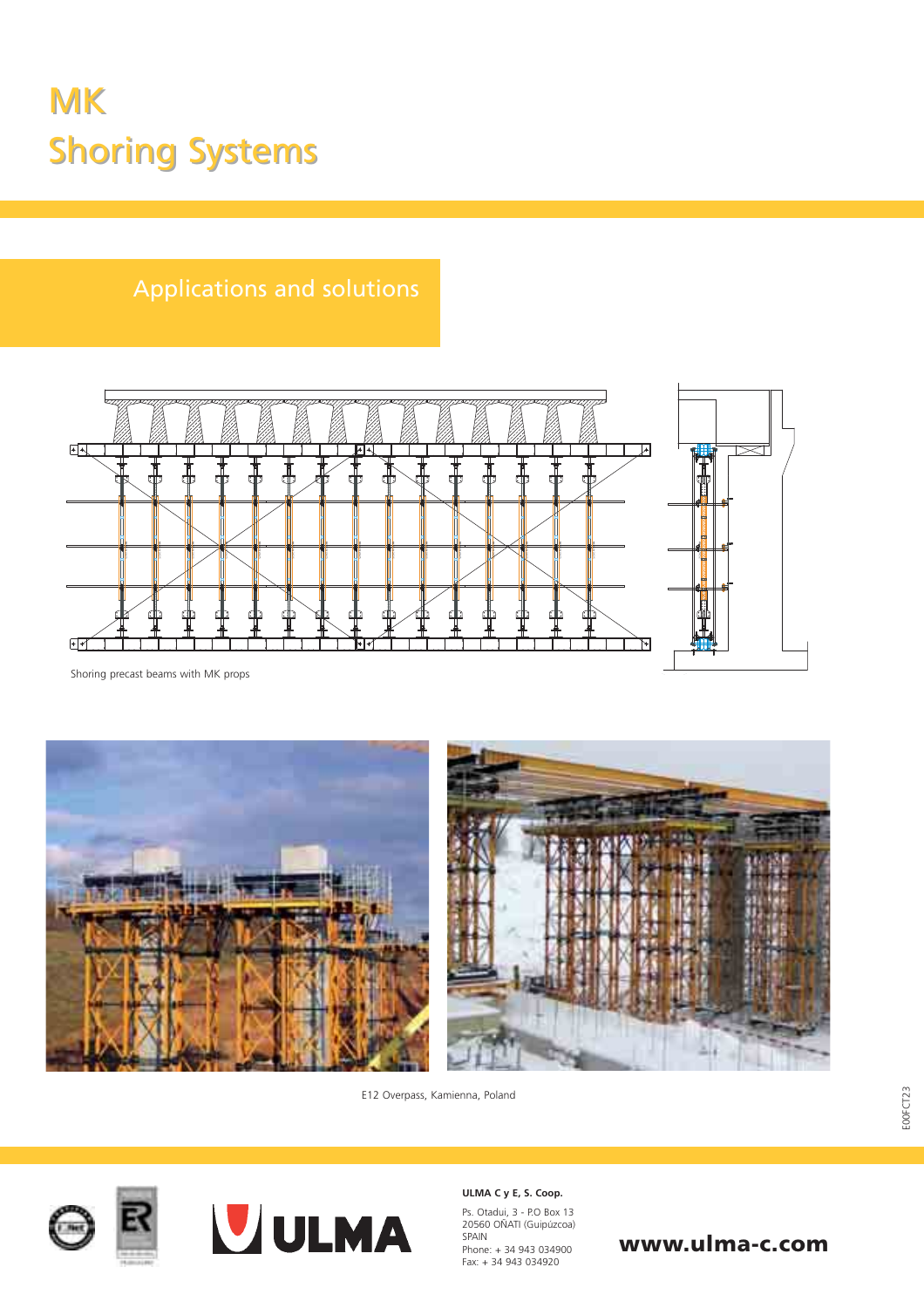# MK
# Shoring Systems

## Applications and solutions

Shoring precast beams with MK props

E12 Overpass, Kamienna, Poland

E00FCT23

**ULMA C y E, S. Coop.**

Ps. Otadui, 3 - P.O Box 13
20560 OÑATI (Guipúzcoa)
SPAIN
Phone: + 34 943 034900
Fax: + 34 943 034920

**www.ulma-c.com**